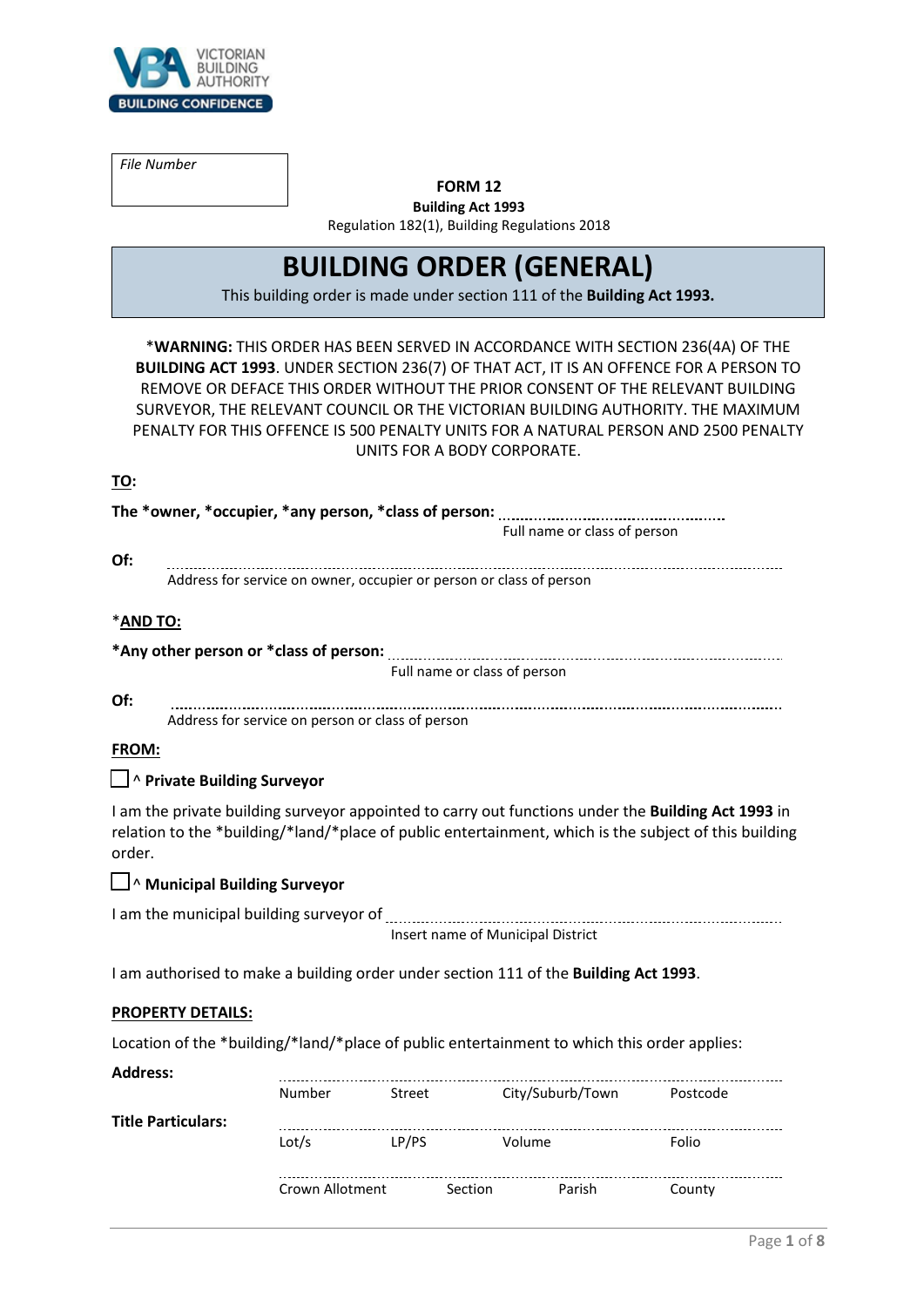VICTORIAN BUILDING AUTHORITY
BUILDING CONFIDENCE

| *File Number* |
|---|
| |

**FORM 12**
**Building Act 1993**
Regulation 182(1), Building Regulations 2018

# BUILDING ORDER (GENERAL)

This building order is made under section 111 of the **Building Act 1993.**

*__WARNING:__ THIS ORDER HAS BEEN SERVED IN ACCORDANCE WITH SECTION 236(4A) OF THE **BUILDING ACT 1993**. UNDER SECTION 236(7) OF THAT ACT, IT IS AN OFFENCE FOR A PERSON TO REMOVE OR DEFACE THIS ORDER WITHOUT THE PRIOR CONSENT OF THE RELEVANT BUILDING SURVEYOR, THE RELEVANT COUNCIL OR THE VICTORIAN BUILDING AUTHORITY. THE MAXIMUM PENALTY FOR THIS OFFENCE IS 500 PENALTY UNITS FOR A NATURAL PERSON AND 2500 PENALTY UNITS FOR A BODY CORPORATE.

**TO:**

**The *owner, *occupier, *any person, *class of person:** ..............................................
Full name or class of person

**Of:** ..............................................
Address for service on owner, occupier or person or class of person

***AND TO:**

***Any other person or *class of person:** ..............................................
Full name or class of person

**Of:** ..............................................
Address for service on person or class of person

**FROM:**

☐ ^ **Private Building Surveyor**

I am the private building surveyor appointed to carry out functions under the **Building Act 1993** in relation to the *building/*land/*place of public entertainment, which is the subject of this building order.

☐ ^ **Municipal Building Surveyor**

I am the municipal building surveyor of ..............................................
Insert name of Municipal District

I am authorised to make a building order under section 111 of the **Building Act 1993**.

**PROPERTY DETAILS:**

Location of the *building/*land/*place of public entertainment to which this order applies:

**Address:** ..............................................
Number | Street | City/Suburb/Town | Postcode

**Title Particulars:** ..............................................
Lot/s | LP/PS | Volume | Folio

..............................................
Crown Allotment | Section | Parish | County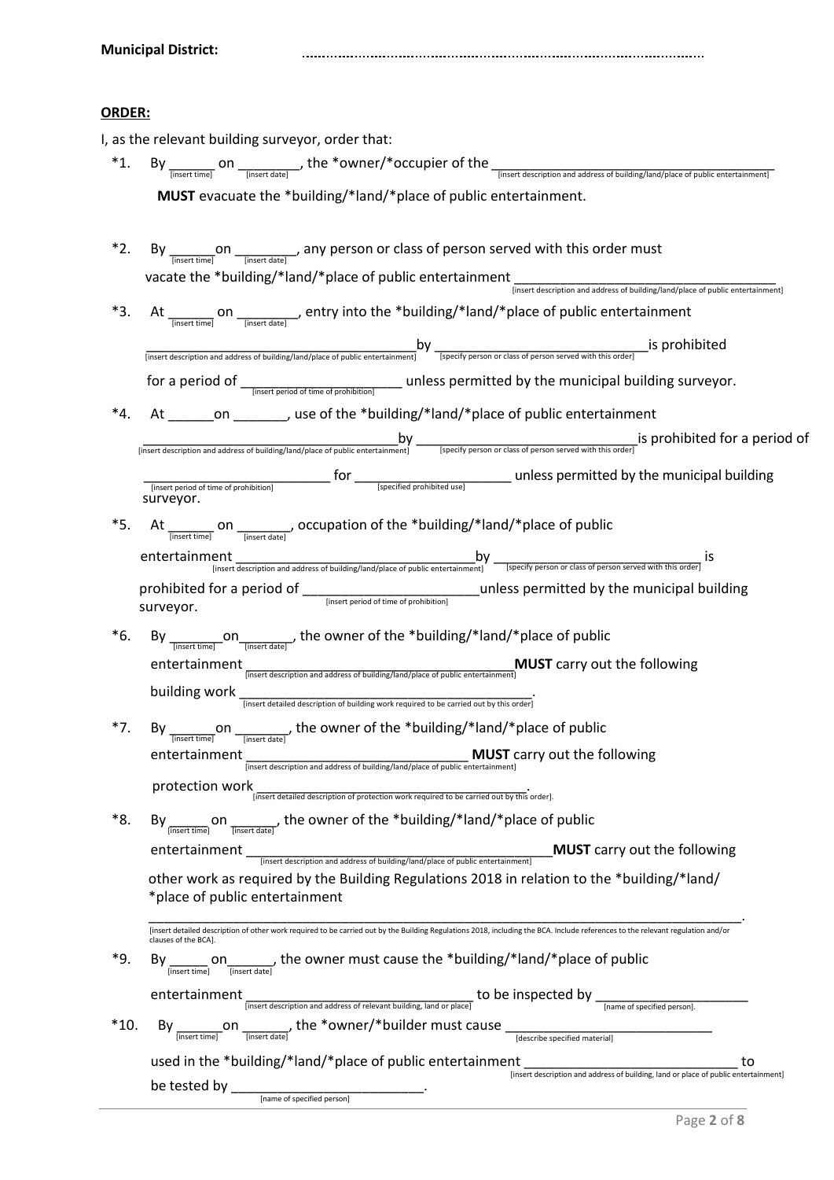**Municipal District:** ……………………………………………………………………………

**ORDER:**

I, as the relevant building surveyor, order that:

*1. By ______ [insert time] on ________ [insert date], the *owner/*occupier of the ____________________ [insert description and address of building/land/place of public entertainment]

**MUST** evacuate the *building/*land/*place of public entertainment.

*2. By ______ [insert time] on ________ [insert date], any person or class of person served with this order must vacate the *building/*land/*place of public entertainment ____________________ [insert description and address of building/land/place of public entertainment]

*3. At ______ [insert time] on ________ [insert date], entry into the *building/*land/*place of public entertainment ____________________ [insert description and address of building/land/place of public entertainment] by ____________________ [specify person or class of person served with this order] is prohibited for a period of ____________________ [insert period of time of prohibition] unless permitted by the municipal building surveyor.

*4. At ______on _______, use of the *building/*land/*place of public entertainment ____________________ [insert description and address of building/land/place of public entertainment] by ____________________ [specify person or class of person served with this order] is prohibited for a period of ____________________ [insert period of time of prohibition] for ____________________ [specified prohibited use] unless permitted by the municipal building surveyor.

*5. At ______ [insert time] on _______ [insert date], occupation of the *building/*land/*place of public entertainment ____________________ [insert description and address of building/land/place of public entertainment] by ____________________ [specify person or class of person served with this order] is prohibited for a period of ____________________ [insert period of time of prohibition] unless permitted by the municipal building surveyor.

*6. By _______ [insert time] on _______ [insert date], the owner of the *building/*land/*place of public entertainment ____________________ [insert description and address of building/land/place of public entertainment] **MUST** carry out the following building work ____________________ [insert detailed description of building work required to be carried out by this order].

*7. By ______ [insert time] on _______ [insert date], the owner of the *building/*land/*place of public entertainment ____________________ [insert description and address of building/land/place of public entertainment] **MUST** carry out the following protection work ____________________ [insert detailed description of protection work required to be carried out by this order].

*8. By _____ [insert time] on ______ [insert date], the owner of the *building/*land/*place of public entertainment ____________________ [insert description and address of building/land/place of public entertainment] **MUST** carry out the following other work as required by the Building Regulations 2018 in relation to the *building/*land/*place of public entertainment

____________________.
[insert detailed description of other work required to be carried out by the Building Regulations 2018, including the BCA. Include references to the relevant regulation and/or clauses of the BCA].

*9. By _____ [insert time] on______ [insert date], the owner must cause the *building/*land/*place of public entertainment ____________________ [insert description and address of relevant building, land or place] to be inspected by ____________________ [name of specified person].

*10. By ______ [insert time] on ______ [insert date], the *owner/*builder must cause ____________________ [describe specified material] used in the *building/*land/*place of public entertainment ____________________ [insert description and address of building, land or place of public entertainment] to be tested by ____________________ [name of specified person].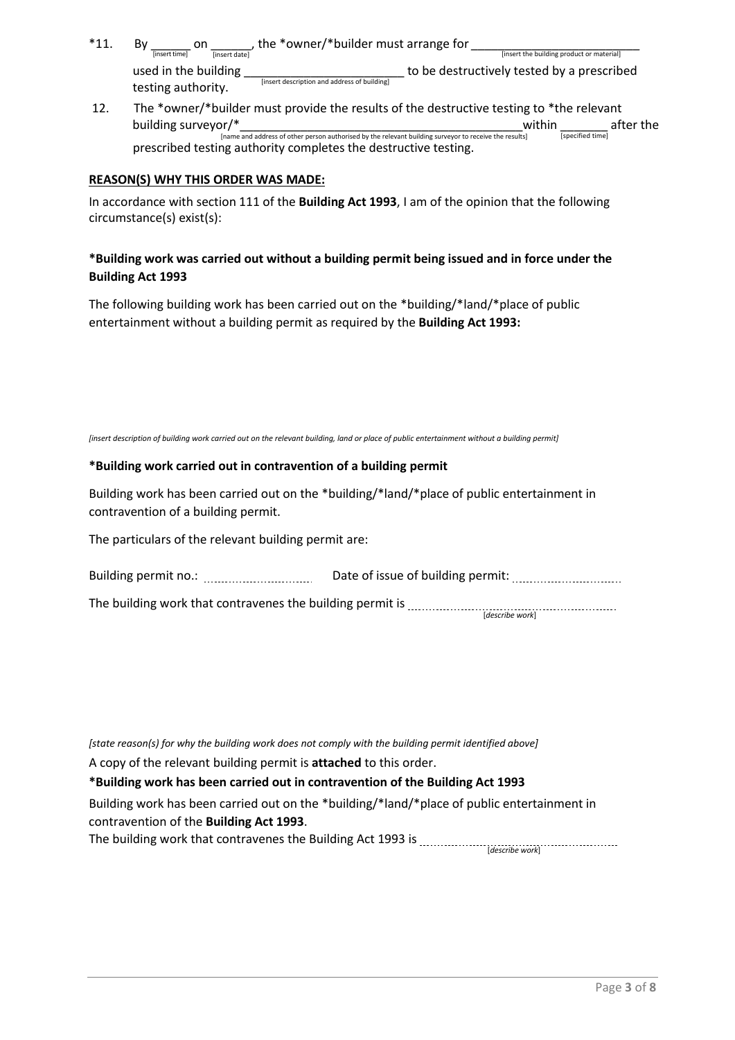*11. By ______ [insert time] on ______ [insert date], the *owner/*builder must arrange for ________________________ [insert the building product or material] used in the building ________________________ [insert description and address of building] to be destructively tested by a prescribed testing authority.

12. The *owner/*builder must provide the results of the destructive testing to *the relevant building surveyor/*________________________________________ [name and address of other person authorised by the relevant building surveyor to receive the results] within _______ [specified time] after the prescribed testing authority completes the destructive testing.

**REASON(S) WHY THIS ORDER WAS MADE:**

In accordance with section 111 of the **Building Act 1993**, I am of the opinion that the following circumstance(s) exist(s):

**\*Building work was carried out without a building permit being issued and in force under the Building Act 1993**

The following building work has been carried out on the *building/*land/*place of public entertainment without a building permit as required by the **Building Act 1993:**

*[insert description of building work carried out on the relevant building, land or place of public entertainment without a building permit]*

**\*Building work carried out in contravention of a building permit**

Building work has been carried out on the *building/*land/*place of public entertainment in contravention of a building permit.

The particulars of the relevant building permit are:

Building permit no.: .................................. Date of issue of building permit: ..................................

The building work that contravenes the building permit is .................................................. [*describe work*]

*[state reason(s) for why the building work does not comply with the building permit identified above]*

A copy of the relevant building permit is **attached** to this order.

**\*Building work has been carried out in contravention of the Building Act 1993**

Building work has been carried out on the *building/*land/*place of public entertainment in contravention of the **Building Act 1993**.

The building work that contravenes the Building Act 1993 is .................................................. [*describe work*]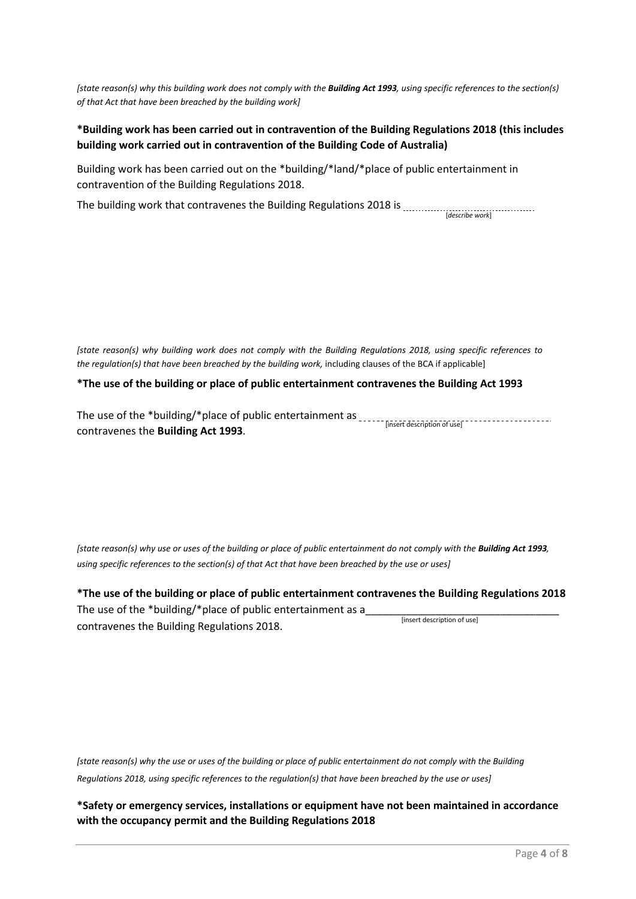*[state reason(s) why this building work does not comply with the **Building Act 1993**, using specific references to the section(s) of that Act that have been breached by the building work]*

**\*Building work has been carried out in contravention of the Building Regulations 2018 (this includes building work carried out in contravention of the Building Code of Australia)**

Building work has been carried out on the *building/*land/*place of public entertainment in contravention of the Building Regulations 2018.

The building work that contravenes the Building Regulations 2018 is ............................................ [*describe work*]

*[state reason(s) why building work does not comply with the Building Regulations 2018, using specific references to the regulation(s) that have been breached by the building work,* including clauses of the BCA if applicable]

**\*The use of the building or place of public entertainment contravenes the Building Act 1993**

The use of the *building/*place of public entertainment as ---------------------------------------- [insert description of use] contravenes the **Building Act 1993**.

*[state reason(s) why use or uses of the building or place of public entertainment do not comply with the **Building Act 1993**, using specific references to the section(s) of that Act that have been breached by the use or uses]*

**\*The use of the building or place of public entertainment contravenes the Building Regulations 2018**

The use of the *building/*place of public entertainment as a__________________________________ [insert description of use] contravenes the Building Regulations 2018.

*[state reason(s) why the use or uses of the building or place of public entertainment do not comply with the Building Regulations 2018, using specific references to the regulation(s) that have been breached by the use or uses]*

**\*Safety or emergency services, installations or equipment have not been maintained in accordance with the occupancy permit and the Building Regulations 2018**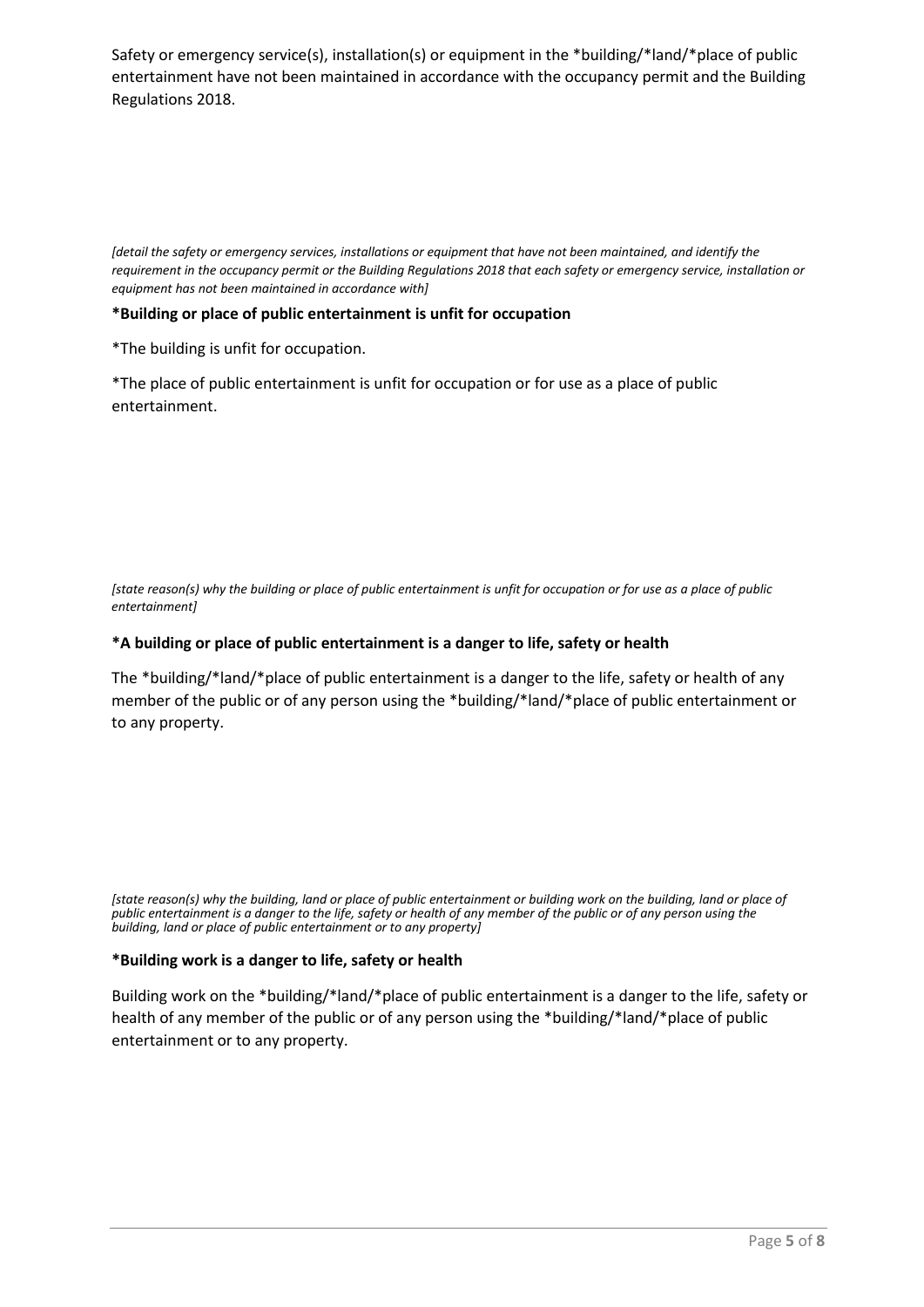Safety or emergency service(s), installation(s) or equipment in the *building/*land/*place of public entertainment have not been maintained in accordance with the occupancy permit and the Building Regulations 2018.

*[detail the safety or emergency services, installations or equipment that have not been maintained, and identify the requirement in the occupancy permit or the Building Regulations 2018 that each safety or emergency service, installation or equipment has not been maintained in accordance with]*

**\*Building or place of public entertainment is unfit for occupation**

*The building is unfit for occupation.

*The place of public entertainment is unfit for occupation or for use as a place of public entertainment.

*[state reason(s) why the building or place of public entertainment is unfit for occupation or for use as a place of public entertainment]*

**\*A building or place of public entertainment is a danger to life, safety or health**

The *building/*land/*place of public entertainment is a danger to the life, safety or health of any member of the public or of any person using the *building/*land/*place of public entertainment or to any property.

*[state reason(s) why the building, land or place of public entertainment or building work on the building, land or place of public entertainment is a danger to the life, safety or health of any member of the public or of any person using the building, land or place of public entertainment or to any property]*

**\*Building work is a danger to life, safety or health**

Building work on the *building/*land/*place of public entertainment is a danger to the life, safety or health of any member of the public or of any person using the *building/*land/*place of public entertainment or to any property.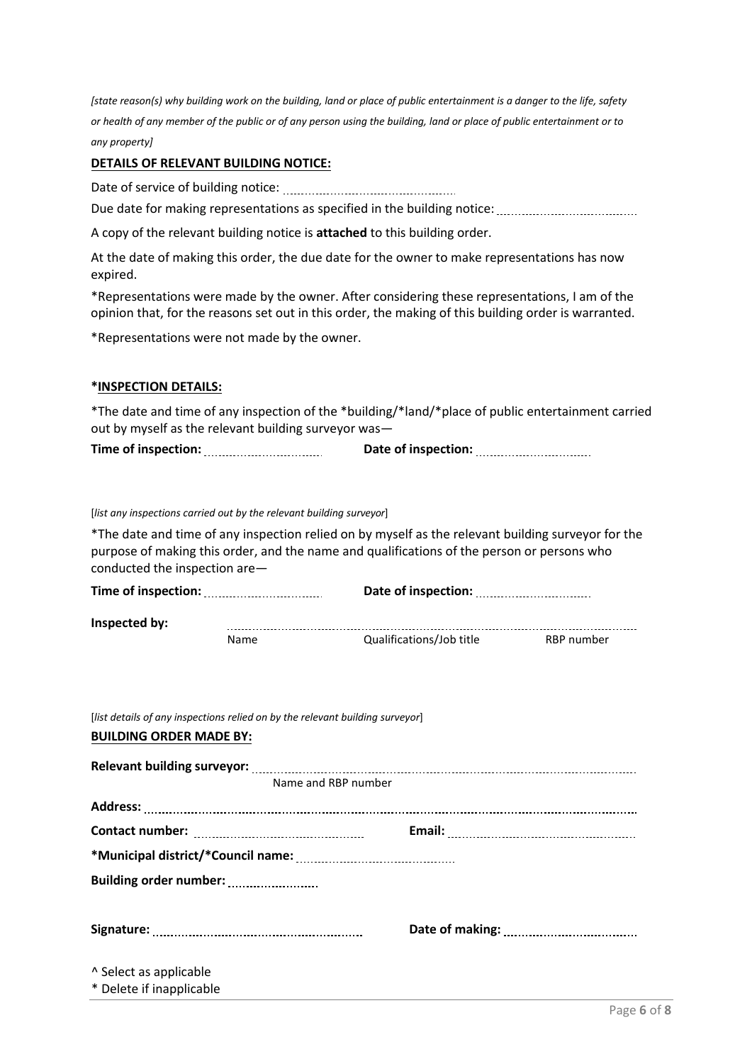*[state reason(s) why building work on the building, land or place of public entertainment is a danger to the life, safety or health of any member of the public or of any person using the building, land or place of public entertainment or to any property]*

**DETAILS OF RELEVANT BUILDING NOTICE:**

Date of service of building notice: ..............................................

Due date for making representations as specified in the building notice: ....................................

A copy of the relevant building notice is **attached** to this building order.

At the date of making this order, the due date for the owner to make representations has now expired.

*Representations were made by the owner. After considering these representations, I am of the opinion that, for the reasons set out in this order, the making of this building order is warranted.

*Representations were not made by the owner.

**\*INSPECTION DETAILS:**

*The date and time of any inspection of the *building/*land/*place of public entertainment carried out by myself as the relevant building surveyor was—

**Time of inspection:** .................................. **Date of inspection:** ..................................

[*list any inspections carried out by the relevant building surveyor*]

*The date and time of any inspection relied on by myself as the relevant building surveyor for the purpose of making this order, and the name and qualifications of the person or persons who conducted the inspection are—

**Time of inspection:** .................................. **Date of inspection:** ..................................

**Inspected by:** ........................................................................................................

Name | Qualifications/Job title | RBP number

[*list details of any inspections relied on by the relevant building surveyor*]

**BUILDING ORDER MADE BY:**

**Relevant building surveyor:** ........................................................................................................

Name and RBP number

**Address:** ........................................................................................................

**Contact number:** .................................................. **Email:** ..................................................

**\*Municipal district/\*Council name:** ..................................................

**Building order number:** ........................

**Signature:** .................................................. **Date of making:** ..................................

^ Select as applicable

\* Delete if inapplicable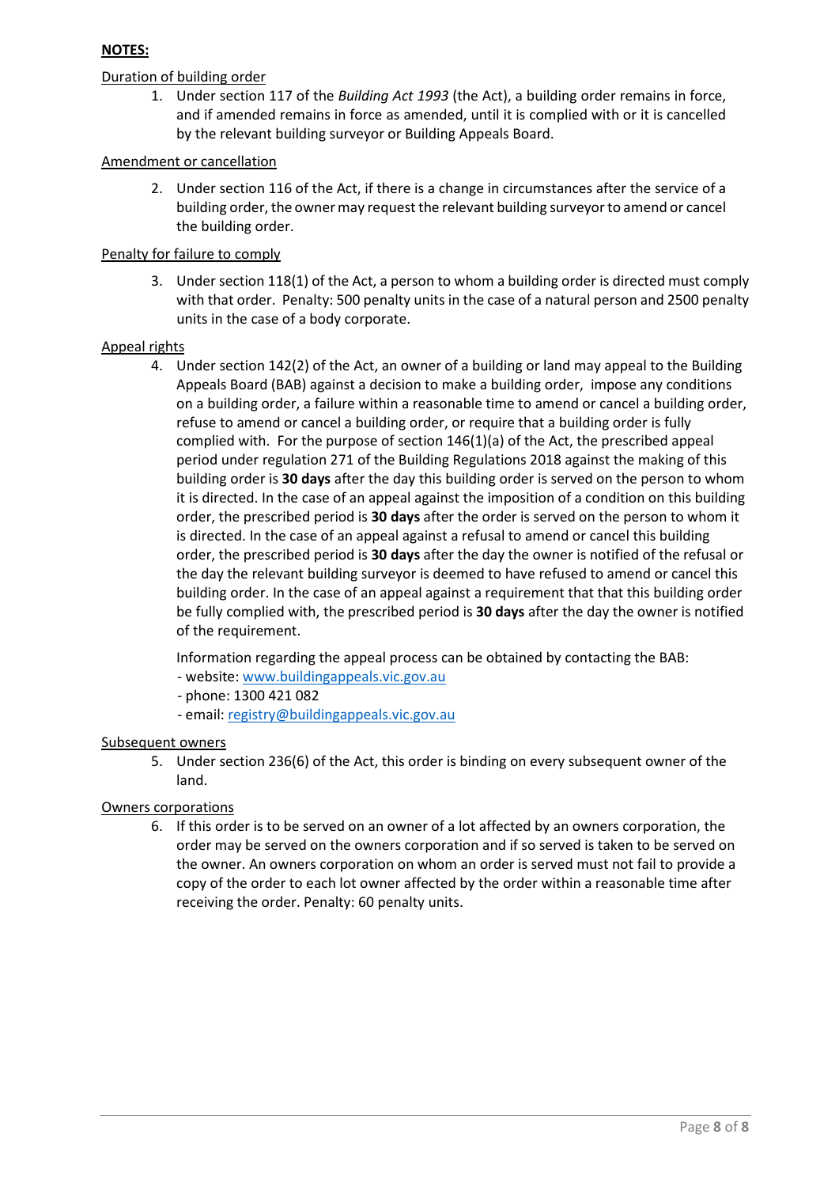**NOTES:**

Duration of building order

1. Under section 117 of the *Building Act 1993* (the Act), a building order remains in force, and if amended remains in force as amended, until it is complied with or it is cancelled by the relevant building surveyor or Building Appeals Board.

Amendment or cancellation

2. Under section 116 of the Act, if there is a change in circumstances after the service of a building order, the owner may request the relevant building surveyor to amend or cancel the building order.

Penalty for failure to comply

3. Under section 118(1) of the Act, a person to whom a building order is directed must comply with that order. Penalty: 500 penalty units in the case of a natural person and 2500 penalty units in the case of a body corporate.

Appeal rights

4. Under section 142(2) of the Act, an owner of a building or land may appeal to the Building Appeals Board (BAB) against a decision to make a building order, impose any conditions on a building order, a failure within a reasonable time to amend or cancel a building order, refuse to amend or cancel a building order, or require that a building order is fully complied with. For the purpose of section 146(1)(a) of the Act, the prescribed appeal period under regulation 271 of the Building Regulations 2018 against the making of this building order is **30 days** after the day this building order is served on the person to whom it is directed. In the case of an appeal against the imposition of a condition on this building order, the prescribed period is **30 days** after the order is served on the person to whom it is directed. In the case of an appeal against a refusal to amend or cancel this building order, the prescribed period is **30 days** after the day the owner is notified of the refusal or the day the relevant building surveyor is deemed to have refused to amend or cancel this building order. In the case of an appeal against a requirement that that this building order be fully complied with, the prescribed period is **30 days** after the day the owner is notified of the requirement.

   Information regarding the appeal process can be obtained by contacting the BAB:
   - website: www.buildingappeals.vic.gov.au
   - phone: 1300 421 082
   - email: registry@buildingappeals.vic.gov.au

Subsequent owners

5. Under section 236(6) of the Act, this order is binding on every subsequent owner of the land.

Owners corporations

6. If this order is to be served on an owner of a lot affected by an owners corporation, the order may be served on the owners corporation and if so served is taken to be served on the owner. An owners corporation on whom an order is served must not fail to provide a copy of the order to each lot owner affected by the order within a reasonable time after receiving the order. Penalty: 60 penalty units.